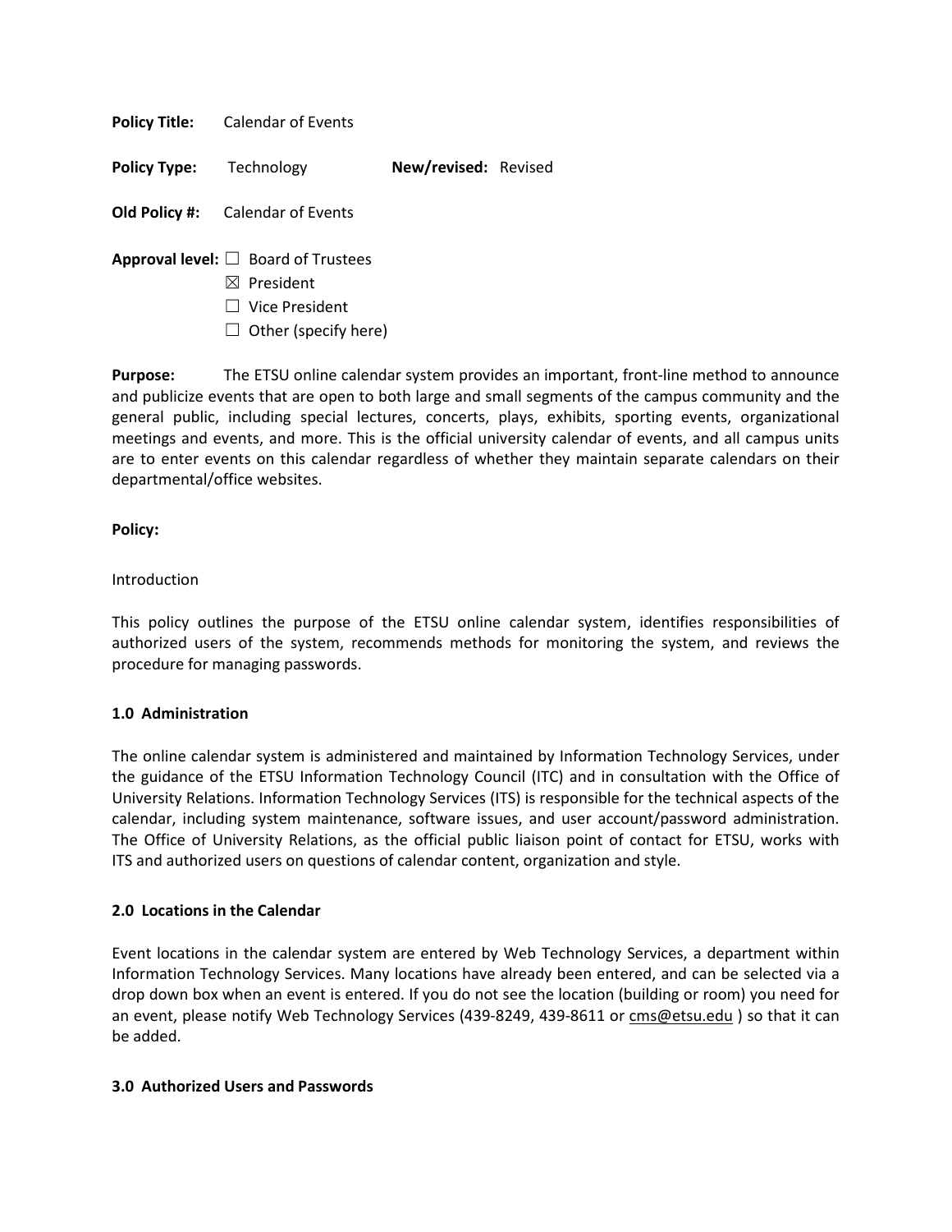**Policy Title:** Calendar of Events

**Policy Type:** Technology **New/revised:** Revised

**Old Policy #:** Calendar of Events

**Approval level:**
- ☐ Board of Trustees
- ☒ President
- ☐ Vice President
- ☐ Other (specify here)

**Purpose:** The ETSU online calendar system provides an important, front-line method to announce and publicize events that are open to both large and small segments of the campus community and the general public, including special lectures, concerts, plays, exhibits, sporting events, organizational meetings and events, and more. This is the official university calendar of events, and all campus units are to enter events on this calendar regardless of whether they maintain separate calendars on their departmental/office websites.

**Policy:**

Introduction

This policy outlines the purpose of the ETSU online calendar system, identifies responsibilities of authorized users of the system, recommends methods for monitoring the system, and reviews the procedure for managing passwords.

**1.0 Administration**

The online calendar system is administered and maintained by Information Technology Services, under the guidance of the ETSU Information Technology Council (ITC) and in consultation with the Office of University Relations. Information Technology Services (ITS) is responsible for the technical aspects of the calendar, including system maintenance, software issues, and user account/password administration. The Office of University Relations, as the official public liaison point of contact for ETSU, works with ITS and authorized users on questions of calendar content, organization and style.

**2.0 Locations in the Calendar**

Event locations in the calendar system are entered by Web Technology Services, a department within Information Technology Services. Many locations have already been entered, and can be selected via a drop down box when an event is entered. If you do not see the location (building or room) you need for an event, please notify Web Technology Services (439-8249, 439-8611 or cms@etsu.edu ) so that it can be added.

**3.0 Authorized Users and Passwords**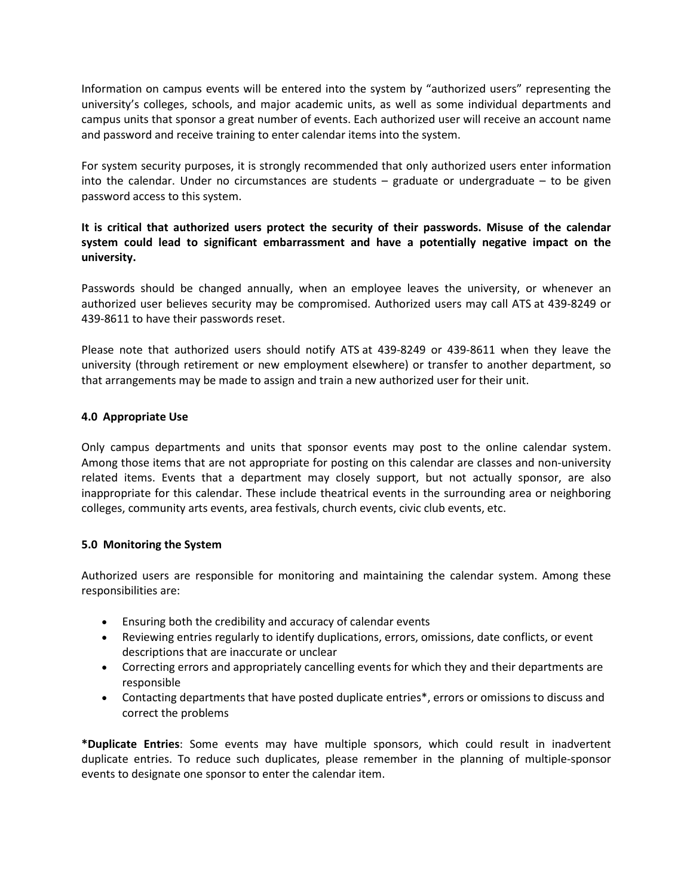Information on campus events will be entered into the system by "authorized users" representing the university's colleges, schools, and major academic units, as well as some individual departments and campus units that sponsor a great number of events. Each authorized user will receive an account name and password and receive training to enter calendar items into the system.

For system security purposes, it is strongly recommended that only authorized users enter information into the calendar. Under no circumstances are students – graduate or undergraduate – to be given password access to this system.

**It is critical that authorized users protect the security of their passwords. Misuse of the calendar system could lead to significant embarrassment and have a potentially negative impact on the university.**

Passwords should be changed annually, when an employee leaves the university, or whenever an authorized user believes security may be compromised. Authorized users may call ATS at 439-8249 or 439-8611 to have their passwords reset.

Please note that authorized users should notify ATS at 439-8249 or 439-8611 when they leave the university (through retirement or new employment elsewhere) or transfer to another department, so that arrangements may be made to assign and train a new authorized user for their unit.

## 4.0 Appropriate Use

Only campus departments and units that sponsor events may post to the online calendar system. Among those items that are not appropriate for posting on this calendar are classes and non-university related items. Events that a department may closely support, but not actually sponsor, are also inappropriate for this calendar. These include theatrical events in the surrounding area or neighboring colleges, community arts events, area festivals, church events, civic club events, etc.

## 5.0 Monitoring the System

Authorized users are responsible for monitoring and maintaining the calendar system. Among these responsibilities are:

- Ensuring both the credibility and accuracy of calendar events
- Reviewing entries regularly to identify duplications, errors, omissions, date conflicts, or event descriptions that are inaccurate or unclear
- Correcting errors and appropriately cancelling events for which they and their departments are responsible
- Contacting departments that have posted duplicate entries*, errors or omissions to discuss and correct the problems

***Duplicate Entries**: Some events may have multiple sponsors, which could result in inadvertent duplicate entries. To reduce such duplicates, please remember in the planning of multiple-sponsor events to designate one sponsor to enter the calendar item.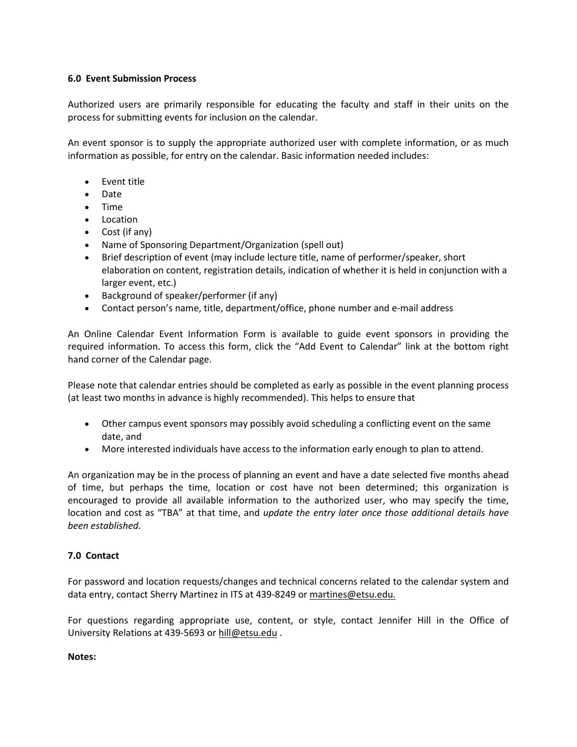### 6.0 Event Submission Process

Authorized users are primarily responsible for educating the faculty and staff in their units on the process for submitting events for inclusion on the calendar.

An event sponsor is to supply the appropriate authorized user with complete information, or as much information as possible, for entry on the calendar. Basic information needed includes:

- Event title
- Date
- Time
- Location
- Cost (if any)
- Name of Sponsoring Department/Organization (spell out)
- Brief description of event (may include lecture title, name of performer/speaker, short elaboration on content, registration details, indication of whether it is held in conjunction with a larger event, etc.)
- Background of speaker/performer (if any)
- Contact person's name, title, department/office, phone number and e-mail address

An Online Calendar Event Information Form is available to guide event sponsors in providing the required information. To access this form, click the "Add Event to Calendar" link at the bottom right hand corner of the Calendar page.

Please note that calendar entries should be completed as early as possible in the event planning process (at least two months in advance is highly recommended). This helps to ensure that

- Other campus event sponsors may possibly avoid scheduling a conflicting event on the same date, and
- More interested individuals have access to the information early enough to plan to attend.

An organization may be in the process of planning an event and have a date selected five months ahead of time, but perhaps the time, location or cost have not been determined; this organization is encouraged to provide all available information to the authorized user, who may specify the time, location and cost as "TBA" at that time, and *update the entry later once those additional details have been established*.

### 7.0 Contact

For password and location requests/changes and technical concerns related to the calendar system and data entry, contact Sherry Martinez in ITS at 439-8249 or martines@etsu.edu.

For questions regarding appropriate use, content, or style, contact Jennifer Hill in the Office of University Relations at 439-5693 or hill@etsu.edu .

**Notes:**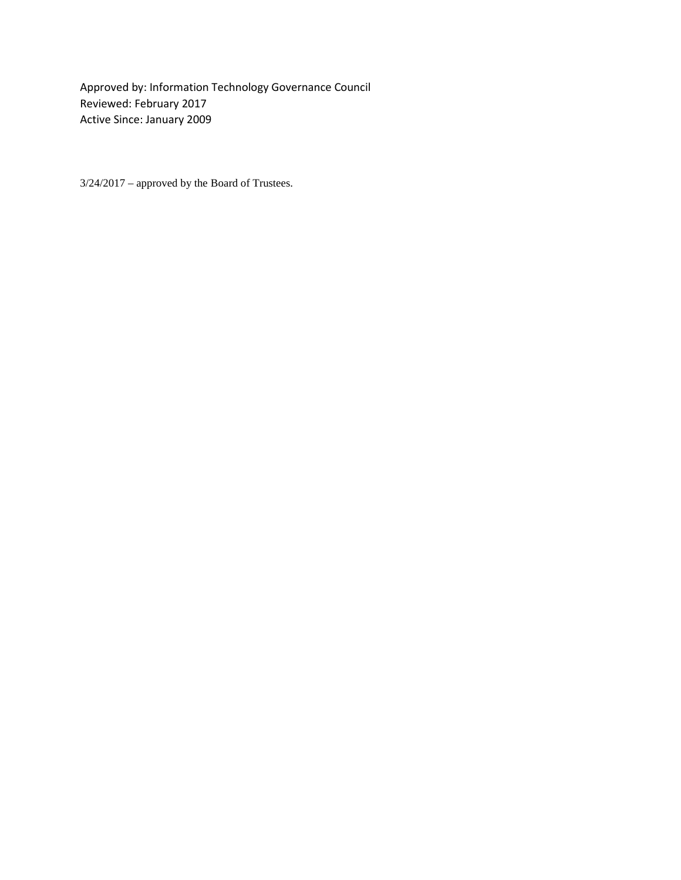Approved by: Information Technology Governance Council
Reviewed: February 2017
Active Since: January 2009

3/24/2017 – approved by the Board of Trustees.